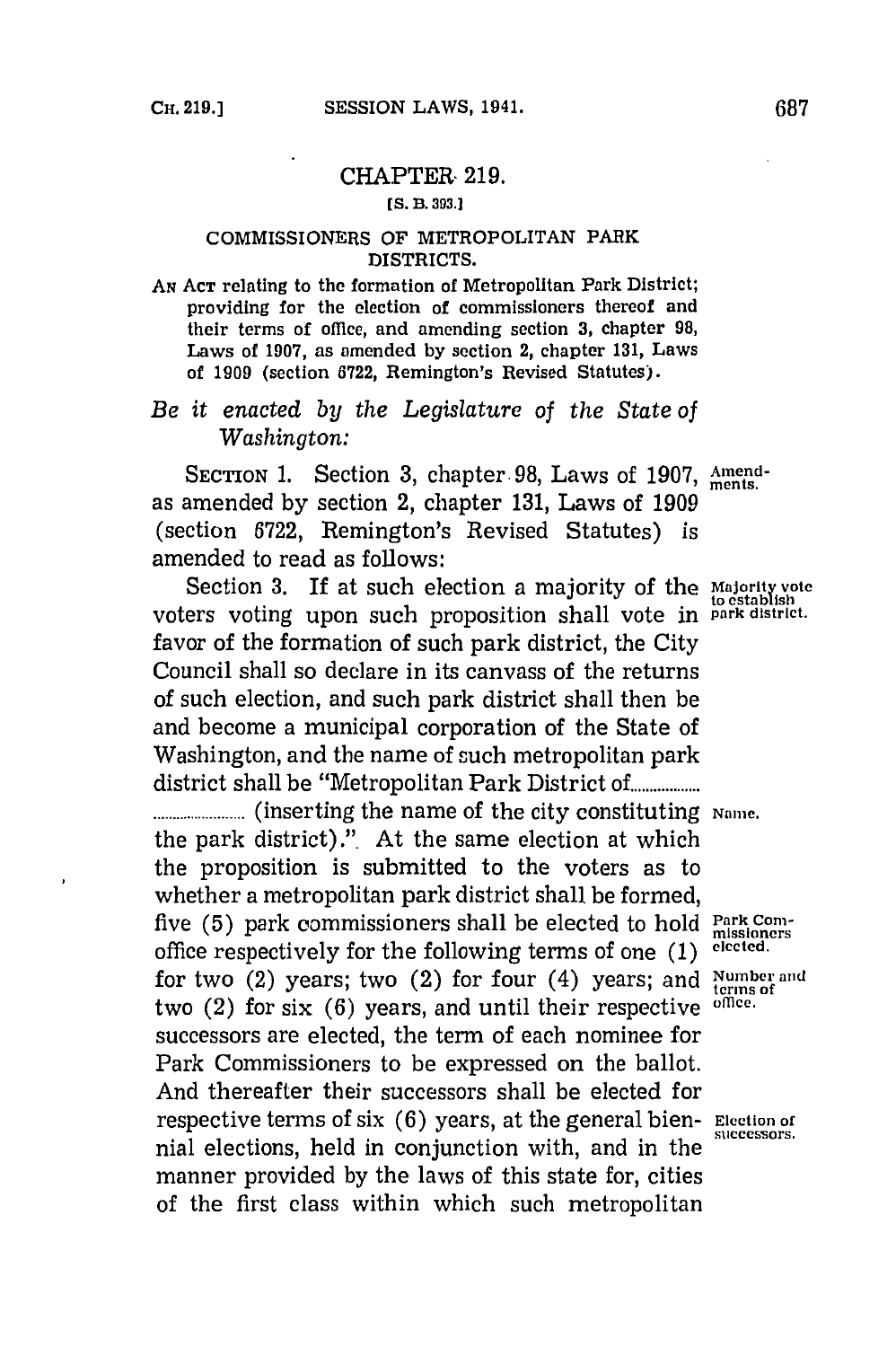# CHAPTER 219.

[S. B. 393.]

## COMMISSIONERS OF METROPOLITAN PARK DISTRICTS.

AN ACT relating to the formation of Metropolitan Park District; providing for the election of commissioners thereof and their terms of office, and amending section 3, chapter 98, Laws of 1907, as amended by section 2, chapter 131, Laws of 1909 (section 6722, Remington's Revised Statutes).

*Be it enacted by the Legislature of the State of Washington:*

SECTION 1. Section 3, chapter 98, Laws of 1907, as amended by section 2, chapter 131, Laws of 1909 (section 6722, Remington's Revised Statutes) is amended to read as follows: Amendments.

Section 3. If at such election a majority of the voters voting upon such proposition shall vote in favor of the formation of such park district, the City Council shall so declare in its canvass of the returns of such election, and such park district shall then be and become a municipal corporation of the State of Washington, and the name of such metropolitan park district shall be "Metropolitan Park District of.................. ........................ (inserting the name of the city constituting the park district)." At the same election at which the proposition is submitted to the voters as to whether a metropolitan park district shall be formed, five (5) park commissioners shall be elected to hold office respectively for the following terms of one (1) for two (2) years; two (2) for four (4) years; and two (2) for six (6) years, and until their respective successors are elected, the term of each nominee for Park Commissioners to be expressed on the ballot. And thereafter their successors shall be elected for respective terms of six (6) years, at the general biennial elections, held in conjunction with, and in the manner provided by the laws of this state for, cities of the first class within which such metropolitan

Majority vote to establish park district.

Name.

Park Commissioners elected.

Number and terms of office.

Election of successors.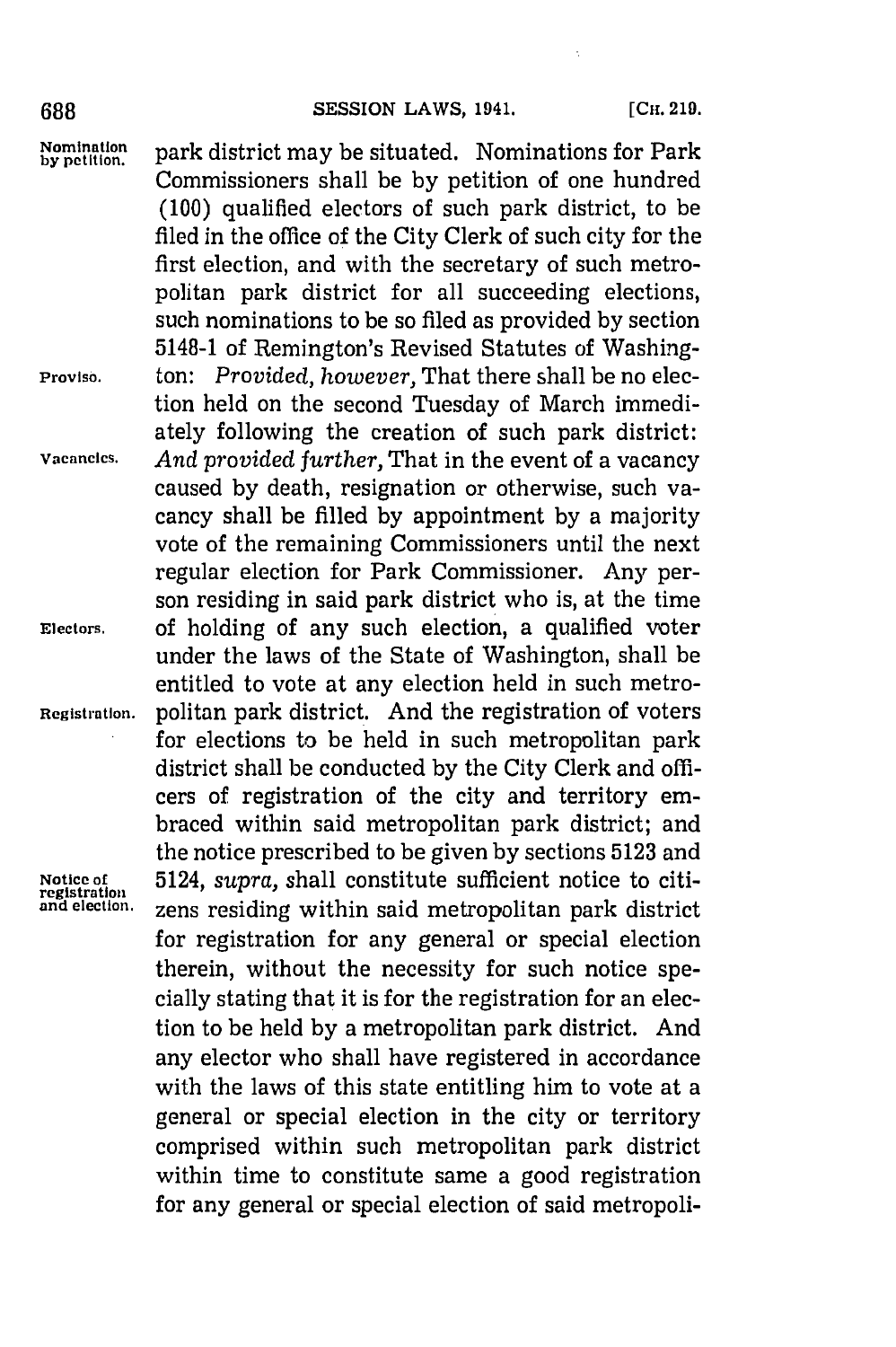park district may be situated. Nominations for Park Commissioners shall be by petition of one hundred (100) qualified electors of such park district, to be filed in the office of the City Clerk of such city for the first election, and with the secretary of such metropolitan park district for all succeeding elections, such nominations to be so filed as provided by section 5148-1 of Remington's Revised Statutes of Washington: *Provided, however,* That there shall be no election held on the second Tuesday of March immediately following the creation of such park district: *And provided further,* That in the event of a vacancy caused by death, resignation or otherwise, such vacancy shall be filled by appointment by a majority vote of the remaining Commissioners until the next regular election for Park Commissioner. Any person residing in said park district who is, at the time of holding of any such election, a qualified voter under the laws of the State of Washington, shall be entitled to vote at any election held in such metropolitan park district. And the registration of voters for elections to be held in such metropolitan park district shall be conducted by the City Clerk and officers of registration of the city and territory embraced within said metropolitan park district; and the notice prescribed to be given by sections 5123 and 5124, *supra,* shall constitute sufficient notice to citizens residing within said metropolitan park district for registration for any general or special election therein, without the necessity for such notice specially stating that it is for the registration for an election to be held by a metropolitan park district. And any elector who shall have registered in accordance with the laws of this state entitling him to vote at a general or special election in the city or territory comprised within such metropolitan park district within time to constitute same a good registration for any general or special election of said metropoli-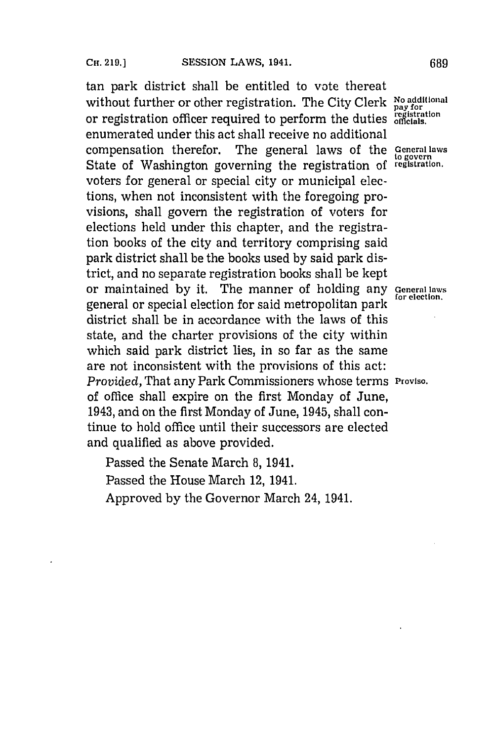tan park district shall be entitled to vote thereat without further or other registration. The City Clerk or registration officer required to perform the duties enumerated under this act shall receive no additional compensation therefor. The general laws of the State of Washington governing the registration of voters for general or special city or municipal elections, when not inconsistent with the foregoing provisions, shall govern the registration of voters for elections held under this chapter, and the registration books of the city and territory comprising said park district shall be the books used by said park district, and no separate registration books shall be kept or maintained by it. The manner of holding any general or special election for said metropolitan park district shall be in accordance with the laws of this state, and the charter provisions of the city within which said park district lies, in so far as the same are not inconsistent with the provisions of this act: *Provided,* That any Park Commissioners whose terms of office shall expire on the first Monday of June, 1943, and on the first Monday of June, 1945, shall continue to hold office until their successors are elected and qualified as above provided.

No additional pay for registration officials.

General laws to govern registration.

General laws for election.

Proviso.

Passed the Senate March 8, 1941.

Passed the House March 12, 1941.

Approved by the Governor March 24, 1941.